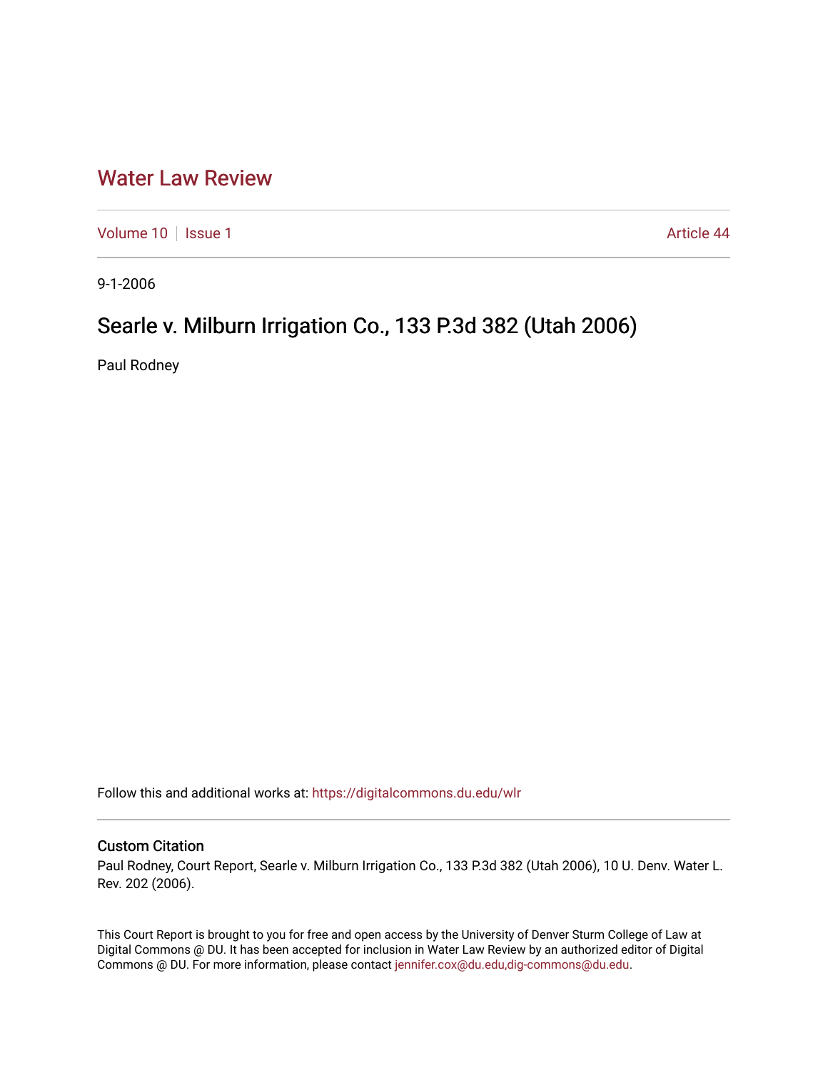# Water Law Review

Volume 10 | Issue 1 Article 44

9-1-2006

# Searle v. Milburn Irrigation Co., 133 P.3d 382 (Utah 2006)

Paul Rodney

Follow this and additional works at: https://digitalcommons.du.edu/wlr

### Custom Citation

Paul Rodney, Court Report, Searle v. Milburn Irrigation Co., 133 P.3d 382 (Utah 2006), 10 U. Denv. Water L. Rev. 202 (2006).

This Court Report is brought to you for free and open access by the University of Denver Sturm College of Law at Digital Commons @ DU. It has been accepted for inclusion in Water Law Review by an authorized editor of Digital Commons @ DU. For more information, please contact jennifer.cox@du.edu,dig-commons@du.edu.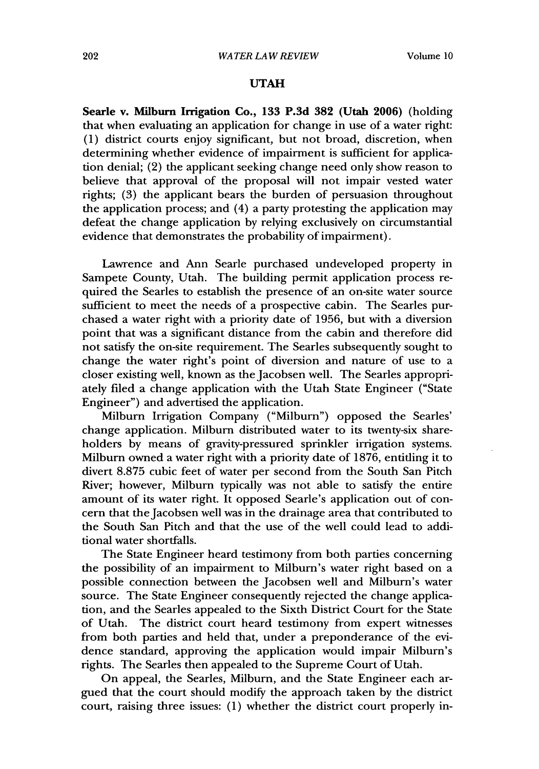## UTAH

**Searle v. Milburn Irrigation Co., 133 P.3d 382 (Utah 2006)** (holding that when evaluating an application for change in use of a water right: (1) district courts enjoy significant, but not broad, discretion, when determining whether evidence of impairment is sufficient for application denial; (2) the applicant seeking change need only show reason to believe that approval of the proposal will not impair vested water rights; (3) the applicant bears the burden of persuasion throughout the application process; and (4) a party protesting the application may defeat the change application by relying exclusively on circumstantial evidence that demonstrates the probability of impairment).

Lawrence and Ann Searle purchased undeveloped property in Sampete County, Utah. The building permit application process required the Searles to establish the presence of an on-site water source sufficient to meet the needs of a prospective cabin. The Searles purchased a water right with a priority date of 1956, but with a diversion point that was a significant distance from the cabin and therefore did not satisfy the on-site requirement. The Searles subsequently sought to change the water right's point of diversion and nature of use to a closer existing well, known as the Jacobsen well. The Searles appropriately filed a change application with the Utah State Engineer ("State Engineer") and advertised the application.

Milburn Irrigation Company ("Milburn") opposed the Searles' change application. Milburn distributed water to its twenty-six shareholders by means of gravity-pressured sprinkler irrigation systems. Milburn owned a water right with a priority date of 1876, entitling it to divert 8.875 cubic feet of water per second from the South San Pitch River; however, Milburn typically was not able to satisfy the entire amount of its water right. It opposed Searle's application out of concern that the Jacobsen well was in the drainage area that contributed to the South San Pitch and that the use of the well could lead to additional water shortfalls.

The State Engineer heard testimony from both parties concerning the possibility of an impairment to Milburn's water right based on a possible connection between the Jacobsen well and Milburn's water source. The State Engineer consequently rejected the change application, and the Searles appealed to the Sixth District Court for the State of Utah. The district court heard testimony from expert witnesses from both parties and held that, under a preponderance of the evidence standard, approving the application would impair Milburn's rights. The Searles then appealed to the Supreme Court of Utah.

On appeal, the Searles, Milburn, and the State Engineer each argued that the court should modify the approach taken by the district court, raising three issues: (1) whether the district court properly in-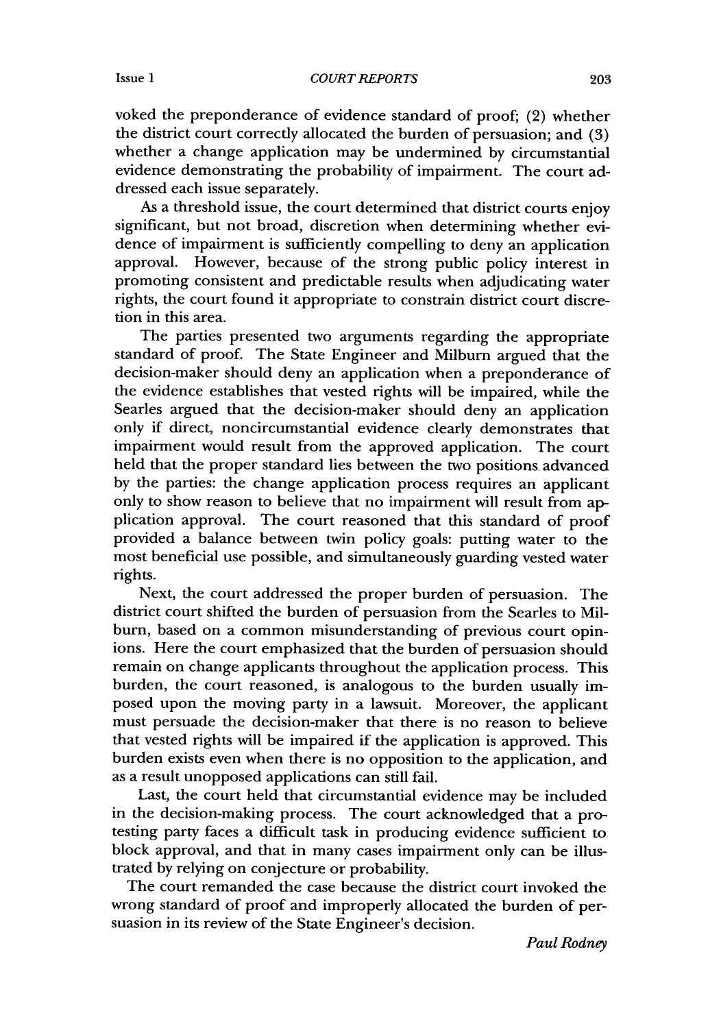voked the preponderance of evidence standard of proof; (2) whether the district court correctly allocated the burden of persuasion; and (3) whether a change application may be undermined by circumstantial evidence demonstrating the probability of impairment. The court addressed each issue separately.

As a threshold issue, the court determined that district courts enjoy significant, but not broad, discretion when determining whether evidence of impairment is sufficiently compelling to deny an application approval. However, because of the strong public policy interest in promoting consistent and predictable results when adjudicating water rights, the court found it appropriate to constrain district court discretion in this area.

The parties presented two arguments regarding the appropriate standard of proof. The State Engineer and Milburn argued that the decision-maker should deny an application when a preponderance of the evidence establishes that vested rights will be impaired, while the Searles argued that the decision-maker should deny an application only if direct, noncircumstantial evidence clearly demonstrates that impairment would result from the approved application. The court held that the proper standard lies between the two positions advanced by the parties: the change application process requires an applicant only to show reason to believe that no impairment will result from application approval. The court reasoned that this standard of proof provided a balance between twin policy goals: putting water to the most beneficial use possible, and simultaneously guarding vested water rights.

Next, the court addressed the proper burden of persuasion. The district court shifted the burden of persuasion from the Searles to Milburn, based on a common misunderstanding of previous court opinions. Here the court emphasized that the burden of persuasion should remain on change applicants throughout the application process. This burden, the court reasoned, is analogous to the burden usually imposed upon the moving party in a lawsuit. Moreover, the applicant must persuade the decision-maker that there is no reason to believe that vested rights will be impaired if the application is approved. This burden exists even when there is no opposition to the application, and as a result unopposed applications can still fail.

Last, the court held that circumstantial evidence may be included in the decision-making process. The court acknowledged that a protesting party faces a difficult task in producing evidence sufficient to block approval, and that in many cases impairment only can be illustrated by relying on conjecture or probability.

The court remanded the case because the district court invoked the wrong standard of proof and improperly allocated the burden of persuasion in its review of the State Engineer's decision.

*Paul Rodney*